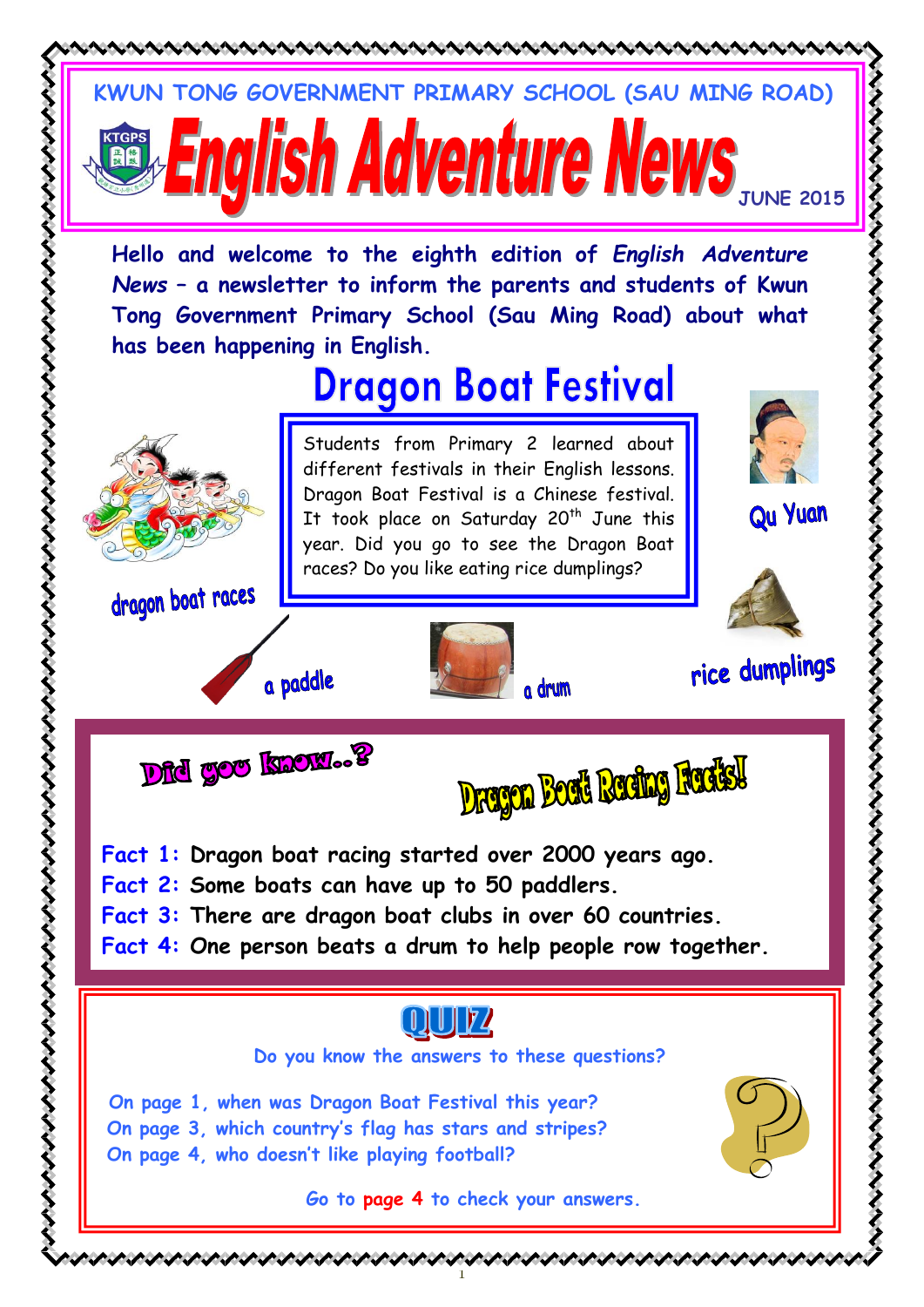KWUN TONG GOVERNMENT PRIMARY SCHOOL (SAU MING ROAD)

# English Adventure News

JUNE 2015

**Hello and welcome to the eighth edition of *English Adventure News* – a newsletter to inform the parents and students of Kwun Tong Government Primary School (Sau Ming Road) about what has been happening in English.**

## Dragon Boat Festival

Students from Primary 2 learned about different festivals in their English lessons. Dragon Boat Festival is a Chinese festival. It took place on Saturday 20th June this year. Did you go to see the Dragon Boat races? Do you like eating rice dumplings?

dragon boat races

Qu Yuan

rice dumplings

a paddle

a drum

## Did you know..?

### Dragon Boat Racing Facts!

**Fact 1:** Dragon boat racing started over 2000 years ago.
**Fact 2:** Some boats can have up to 50 paddlers.
**Fact 3:** There are dragon boat clubs in over 60 countries.
**Fact 4:** One person beats a drum to help people row together.

## QUIZ

Do you know the answers to these questions?

On page 1, when was Dragon Boat Festival this year?
On page 3, which country's flag has stars and stripes?
On page 4, who doesn't like playing football?

Go to **page 4** to check your answers.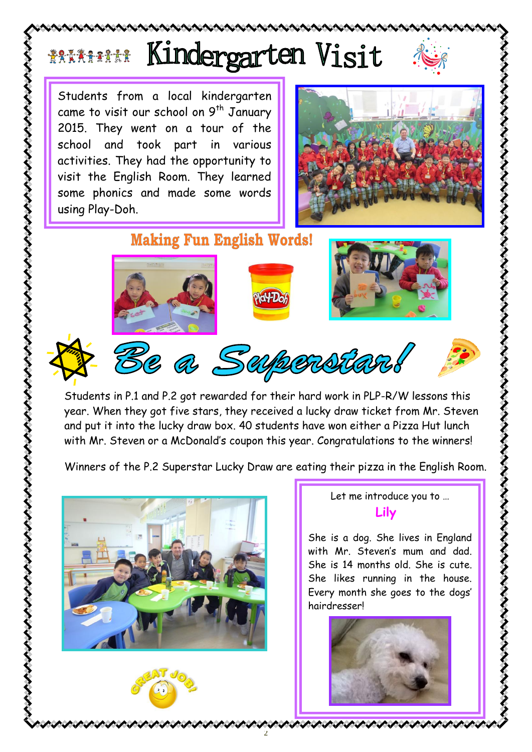# Kindergarten Visit

Students from a local kindergarten came to visit our school on 9th January 2015. They went on a tour of the school and took part in various activities. They had the opportunity to visit the English Room. They learned some phonics and made some words using Play-Doh.

## Making Fun English Words!

## Be a Superstar!

Students in P.1 and P.2 got rewarded for their hard work in PLP-R/W lessons this year. When they got five stars, they received a lucky draw ticket from Mr. Steven and put it into the lucky draw box. 40 students have won either a Pizza Hut lunch with Mr. Steven or a McDonald's coupon this year. Congratulations to the winners!

Winners of the P.2 Superstar Lucky Draw are eating their pizza in the English Room.

Let me introduce you to …

**Lily**

She is a dog. She lives in England with Mr. Steven's mum and dad. She is 14 months old. She is cute. She likes running in the house. Every month she goes to the dogs' hairdresser!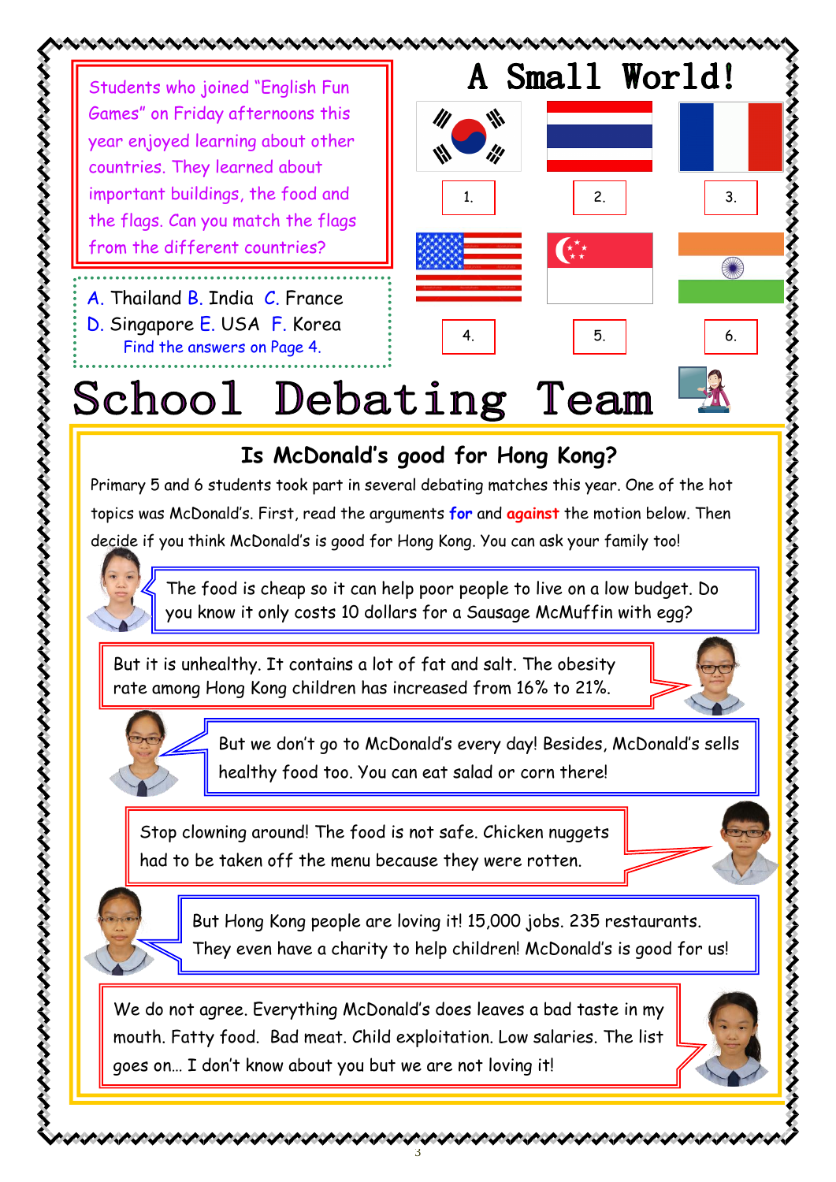# A Small World!

Students who joined "English Fun Games" on Friday afternoons this year enjoyed learning about other countries. They learned about important buildings, the food and the flags. Can you match the flags from the different countries?

A. Thailand B. India C. France
D. Singapore E. USA F. Korea
Find the answers on Page 4.

1. 
2. 
3. 
4. 
5. 
6. 

# School Debating Team

## Is McDonald's good for Hong Kong?

Primary 5 and 6 students took part in several debating matches this year. One of the hot topics was McDonald's. First, read the arguments **for** and **against** the motion below. Then decide if you think McDonald's is good for Hong Kong. You can ask your family too!

The food is cheap so it can help poor people to live on a low budget. Do you know it only costs 10 dollars for a Sausage McMuffin with egg?

But it is unhealthy. It contains a lot of fat and salt. The obesity rate among Hong Kong children has increased from 16% to 21%.

But we don't go to McDonald's every day! Besides, McDonald's sells healthy food too. You can eat salad or corn there!

Stop clowning around! The food is not safe. Chicken nuggets had to be taken off the menu because they were rotten.

But Hong Kong people are loving it! 15,000 jobs. 235 restaurants. They even have a charity to help children! McDonald's is good for us!

We do not agree. Everything McDonald's does leaves a bad taste in my mouth. Fatty food. Bad meat. Child exploitation. Low salaries. The list goes on… I don't know about you but we are not loving it!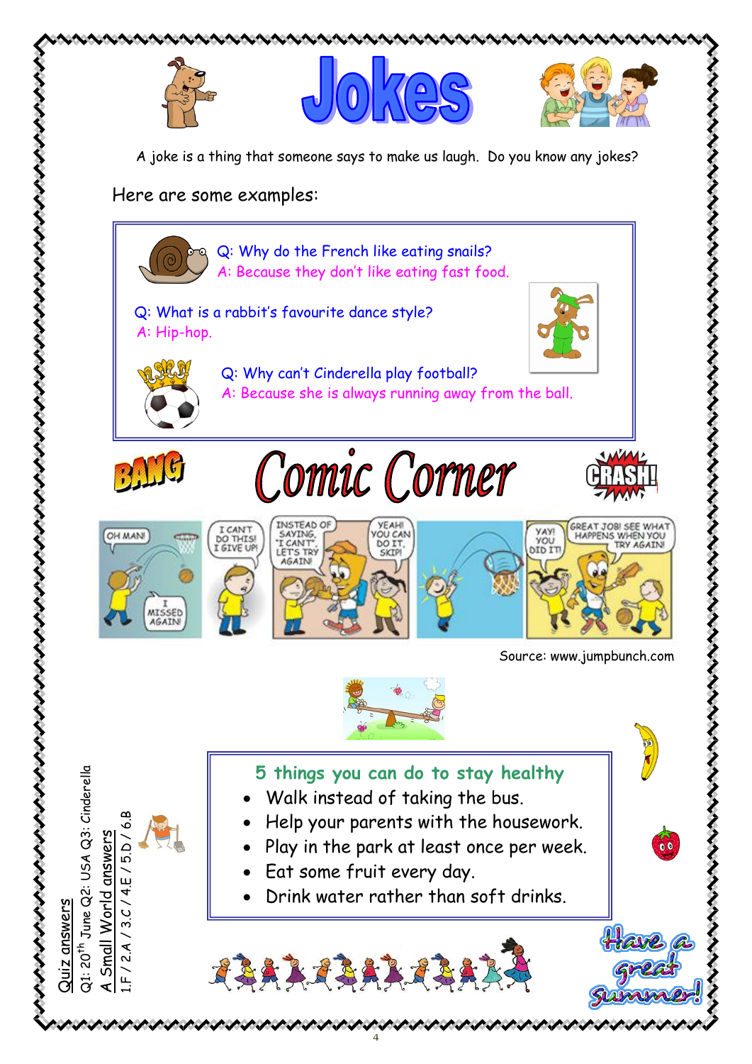# Jokes

A joke is a thing that someone says to make us laugh. Do you know any jokes?

Here are some examples:

Q: Why do the French like eating snails?
A: Because they don't like eating fast food.

Q: What is a rabbit's favourite dance style?
A: Hip-hop.

Q: Why can't Cinderella play football?
A: Because she is always running away from the ball.

# Comic Corner

OH MAN!

I MISSED AGAIN!

I CAN'T DO THIS! I GIVE UP!

INSTEAD OF SAYING, "I CAN'T", LET'S TRY AGAIN!

YEAH! YOU CAN DO IT, SKIP!

YAY! YOU DID IT!

GREAT JOB! SEE WHAT HAPPENS WHEN YOU TRY AGAIN!

Source: www.jumpbunch.com

## 5 things you can do to stay healthy

- Walk instead of taking the bus.
- Help your parents with the housework.
- Play in the park at least once per week.
- Eat some fruit every day.
- Drink water rather than soft drinks.

Have a great Summer!

<u>Quiz answers</u>
Q1: 20th June Q2: USA Q3: Cinderella

<u>A Small World answers</u>
1.F / 2.A / 3.C / 4.E / 5.D / 6.B